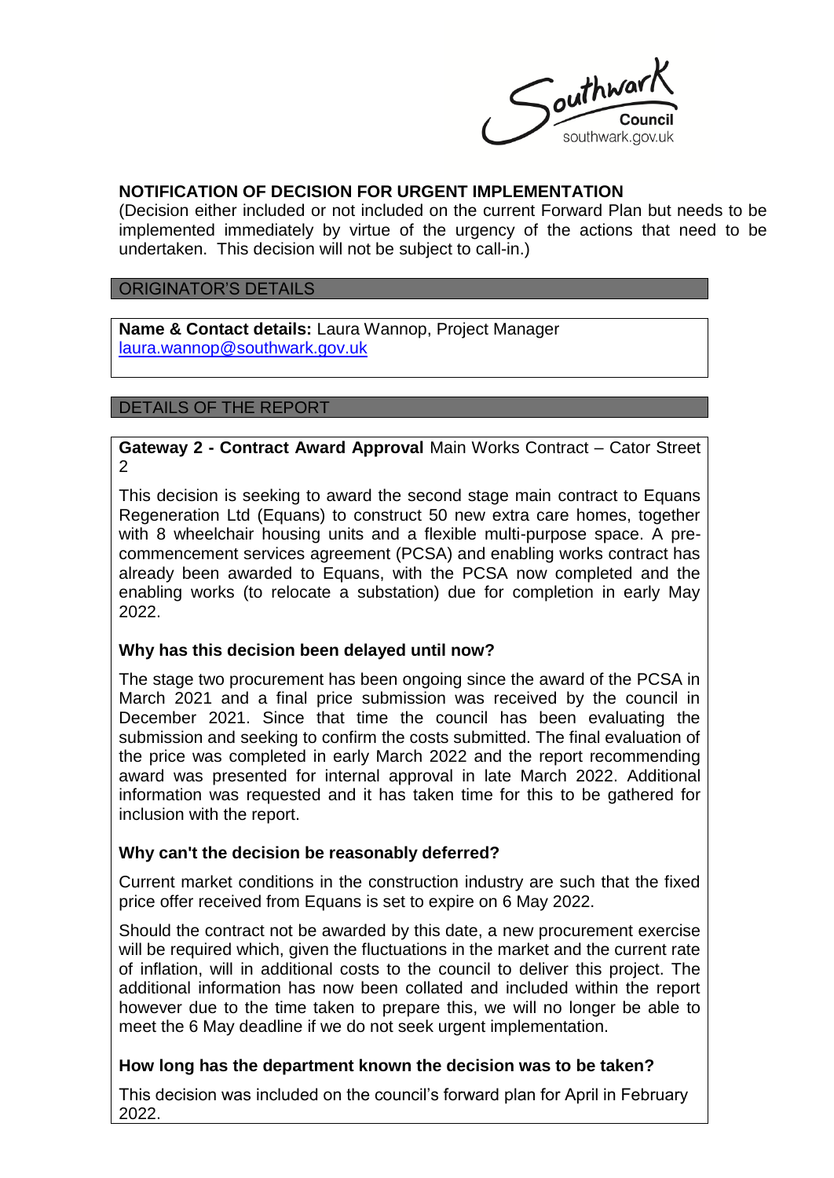Southwark Council
southwark.gov.uk

## NOTIFICATION OF DECISION FOR URGENT IMPLEMENTATION

(Decision either included or not included on the current Forward Plan but needs to be implemented immediately by virtue of the urgency of the actions that need to be undertaken. This decision will not be subject to call-in.)

### ORIGINATOR'S DETAILS

**Name & Contact details:** Laura Wannop, Project Manager
laura.wannop@southwark.gov.uk

### DETAILS OF THE REPORT

**Gateway 2 - Contract Award Approval** Main Works Contract – Cator Street 2

This decision is seeking to award the second stage main contract to Equans Regeneration Ltd (Equans) to construct 50 new extra care homes, together with 8 wheelchair housing units and a flexible multi-purpose space. A pre-commencement services agreement (PCSA) and enabling works contract has already been awarded to Equans, with the PCSA now completed and the enabling works (to relocate a substation) due for completion in early May 2022.

**Why has this decision been delayed until now?**

The stage two procurement has been ongoing since the award of the PCSA in March 2021 and a final price submission was received by the council in December 2021. Since that time the council has been evaluating the submission and seeking to confirm the costs submitted. The final evaluation of the price was completed in early March 2022 and the report recommending award was presented for internal approval in late March 2022. Additional information was requested and it has taken time for this to be gathered for inclusion with the report.

**Why can't the decision be reasonably deferred?**

Current market conditions in the construction industry are such that the fixed price offer received from Equans is set to expire on 6 May 2022.

Should the contract not be awarded by this date, a new procurement exercise will be required which, given the fluctuations in the market and the current rate of inflation, will in additional costs to the council to deliver this project. The additional information has now been collated and included within the report however due to the time taken to prepare this, we will no longer be able to meet the 6 May deadline if we do not seek urgent implementation.

**How long has the department known the decision was to be taken?**

This decision was included on the council's forward plan for April in February 2022.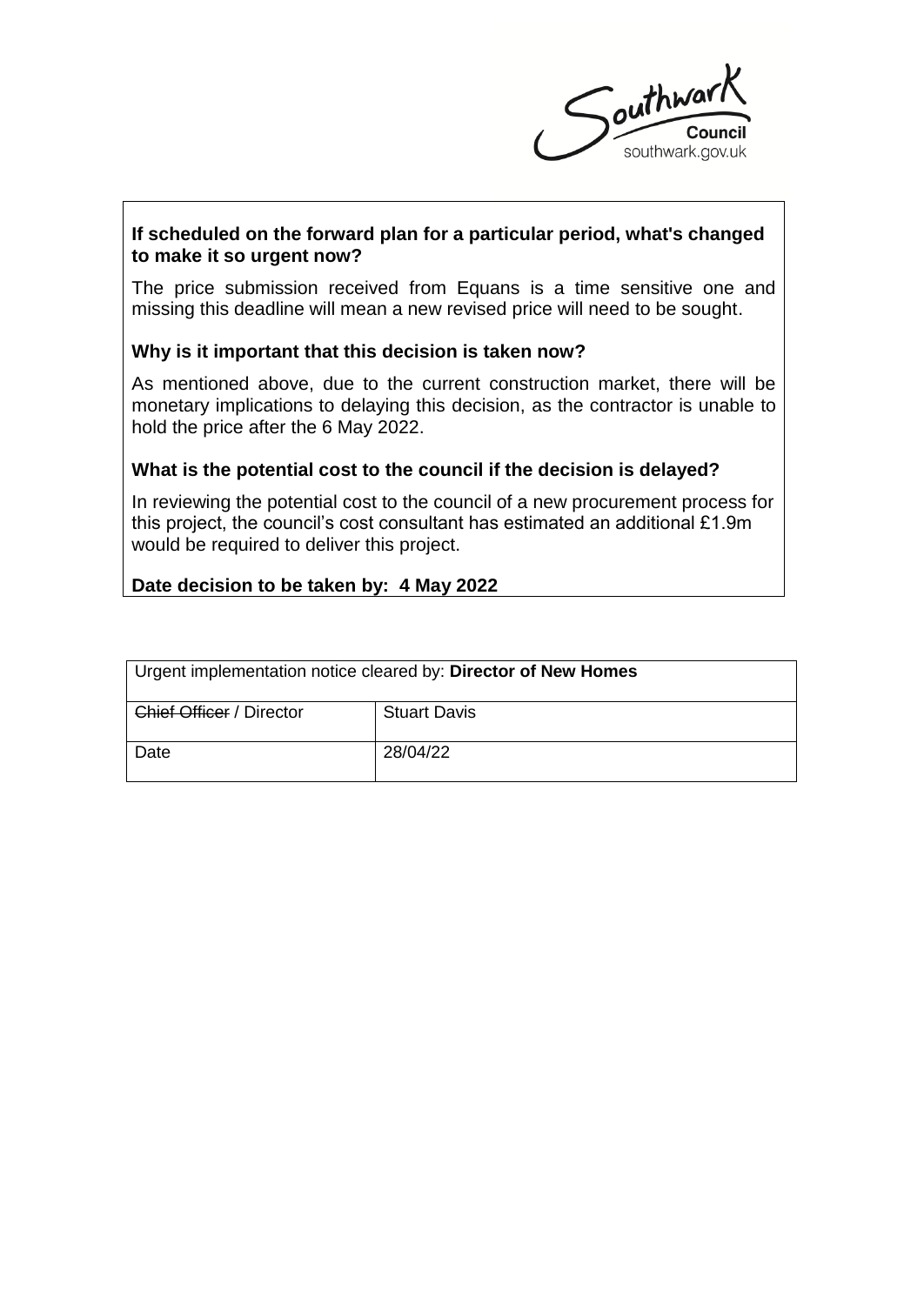**If scheduled on the forward plan for a particular period, what's changed to make it so urgent now?**

The price submission received from Equans is a time sensitive one and missing this deadline will mean a new revised price will need to be sought.

**Why is it important that this decision is taken now?**

As mentioned above, due to the current construction market, there will be monetary implications to delaying this decision, as the contractor is unable to hold the price after the 6 May 2022.

**What is the potential cost to the council if the decision is delayed?**

In reviewing the potential cost to the council of a new procurement process for this project, the council's cost consultant has estimated an additional £1.9m would be required to deliver this project.

**Date decision to be taken by: 4 May 2022**

| Urgent implementation notice cleared by: **Director of New Homes** | |
|---|---|
| ~~Chief Officer~~ / Director | Stuart Davis |
| Date | 28/04/22 |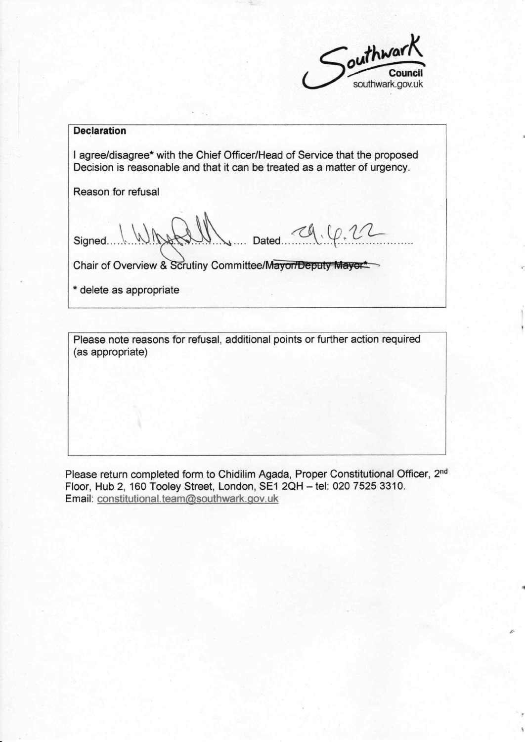Southwark Council
southwark.gov.uk

| **Declaration** |
| --- |
| I agree/disagree* with the Chief Officer/Head of Service that the proposed Decision is reasonable and that it can be treated as a matter of urgency. |
| Reason for refusal |
| Signed.................... Dated 29.4.22 |
| Chair of Overview & Scrutiny Committee/~~Mayor/Deputy Mayor*~~ |
| * delete as appropriate |

| Please note reasons for refusal, additional points or further action required (as appropriate) |
| --- |
| |

Please return completed form to Chidilim Agada, Proper Constitutional Officer, 2nd Floor, Hub 2, 160 Tooley Street, London, SE1 2QH – tel: 020 7525 3310.
Email: constitutional.team@southwark.gov.uk